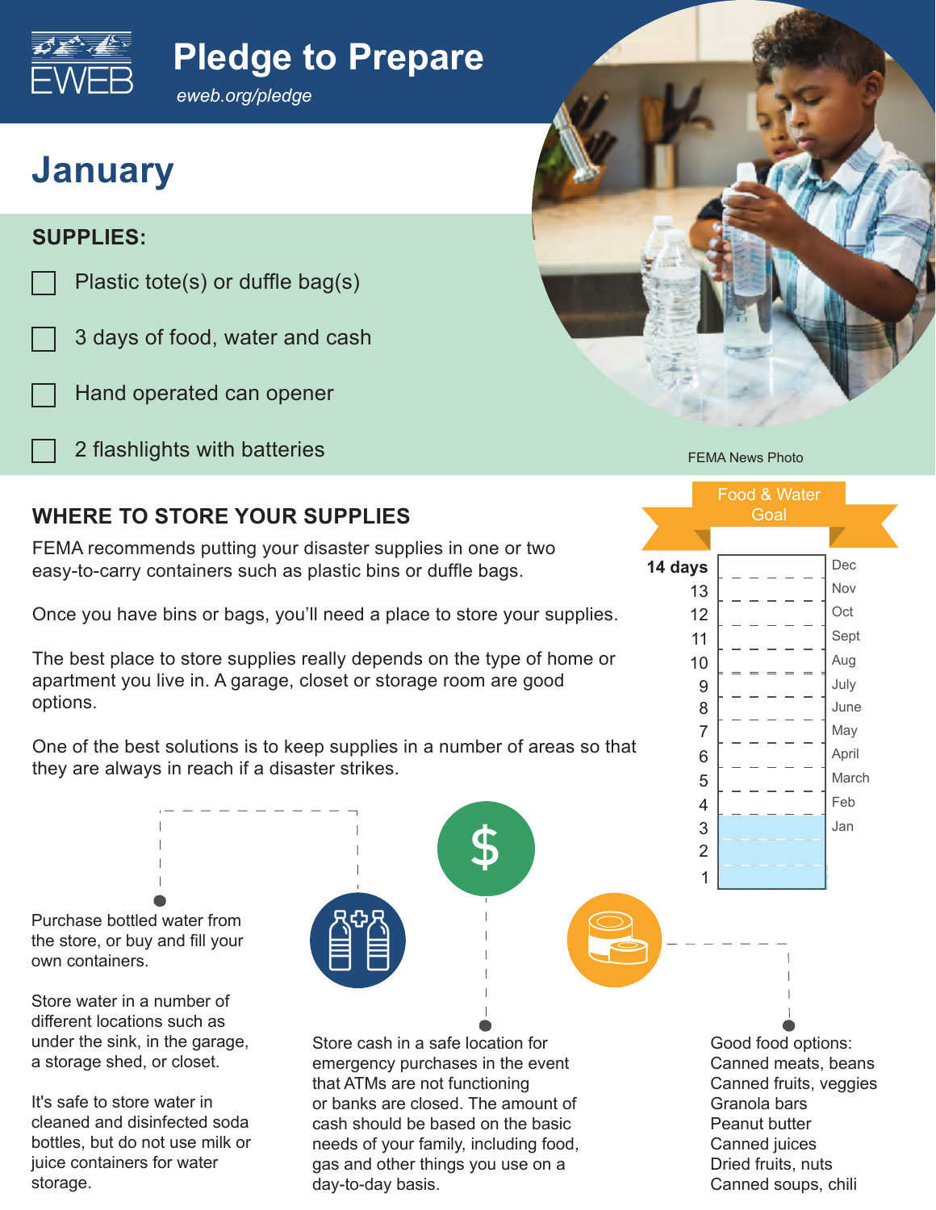# Pledge to Prepare

*eweb.org/pledge*

## January

### SUPPLIES:

- [ ] Plastic tote(s) or duffle bag(s)
- [ ] 3 days of food, water and cash
- [ ] Hand operated can opener
- [ ] 2 flashlights with batteries

FEMA News Photo

**Food & Water Goal**

| Days | | Month |
|---|---|---|
| 14 days | | Dec |
| 13 | | Nov |
| 12 | | Oct |
| 11 | | Sept |
| 10 | | Aug |
| 9 | | July |
| 8 | | June |
| 7 | | May |
| 6 | | April |
| 5 | | March |
| 4 | | Feb |
| 3 | | Jan |
| 2 | | |
| 1 | | |

### WHERE TO STORE YOUR SUPPLIES

FEMA recommends putting your disaster supplies in one or two easy-to-carry containers such as plastic bins or duffle bags.

Once you have bins or bags, you'll need a place to store your supplies.

The best place to store supplies really depends on the type of home or apartment you live in. A garage, closet or storage room are good options.

One of the best solutions is to keep supplies in a number of areas so that they are always in reach if a disaster strikes.

Purchase bottled water from the store, or buy and fill your own containers.

Store water in a number of different locations such as under the sink, in the garage, a storage shed, or closet.

It's safe to store water in cleaned and disinfected soda bottles, but do not use milk or juice containers for water storage.

Store cash in a safe location for emergency purchases in the event that ATMs are not functioning or banks are closed. The amount of cash should be based on the basic needs of your family, including food, gas and other things you use on a day-to-day basis.

Good food options:
- Canned meats, beans
- Canned fruits, veggies
- Granola bars
- Peanut butter
- Canned juices
- Dried fruits, nuts
- Canned soups, chili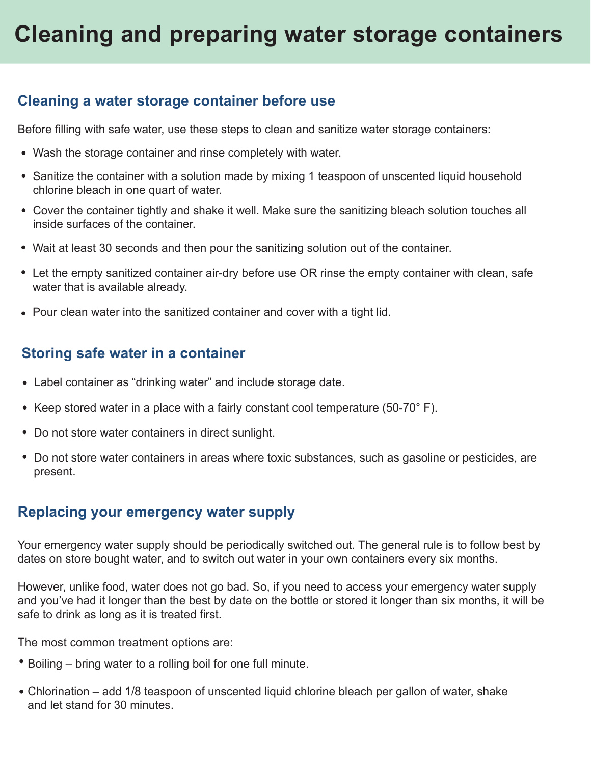# Cleaning and preparing water storage containers

## Cleaning a water storage container before use

Before filling with safe water, use these steps to clean and sanitize water storage containers:

- Wash the storage container and rinse completely with water.
- Sanitize the container with a solution made by mixing 1 teaspoon of unscented liquid household chlorine bleach in one quart of water.
- Cover the container tightly and shake it well. Make sure the sanitizing bleach solution touches all inside surfaces of the container.
- Wait at least 30 seconds and then pour the sanitizing solution out of the container.
- Let the empty sanitized container air-dry before use OR rinse the empty container with clean, safe water that is available already.
- Pour clean water into the sanitized container and cover with a tight lid.

## Storing safe water in a container

- Label container as "drinking water" and include storage date.
- Keep stored water in a place with a fairly constant cool temperature (50-70° F).
- Do not store water containers in direct sunlight.
- Do not store water containers in areas where toxic substances, such as gasoline or pesticides, are present.

## Replacing your emergency water supply

Your emergency water supply should be periodically switched out. The general rule is to follow best by dates on store bought water, and to switch out water in your own containers every six months.

However, unlike food, water does not go bad. So, if you need to access your emergency water supply and you've had it longer than the best by date on the bottle or stored it longer than six months, it will be safe to drink as long as it is treated first.

The most common treatment options are:

- Boiling – bring water to a rolling boil for one full minute.
- Chlorination – add 1/8 teaspoon of unscented liquid chlorine bleach per gallon of water, shake and let stand for 30 minutes.